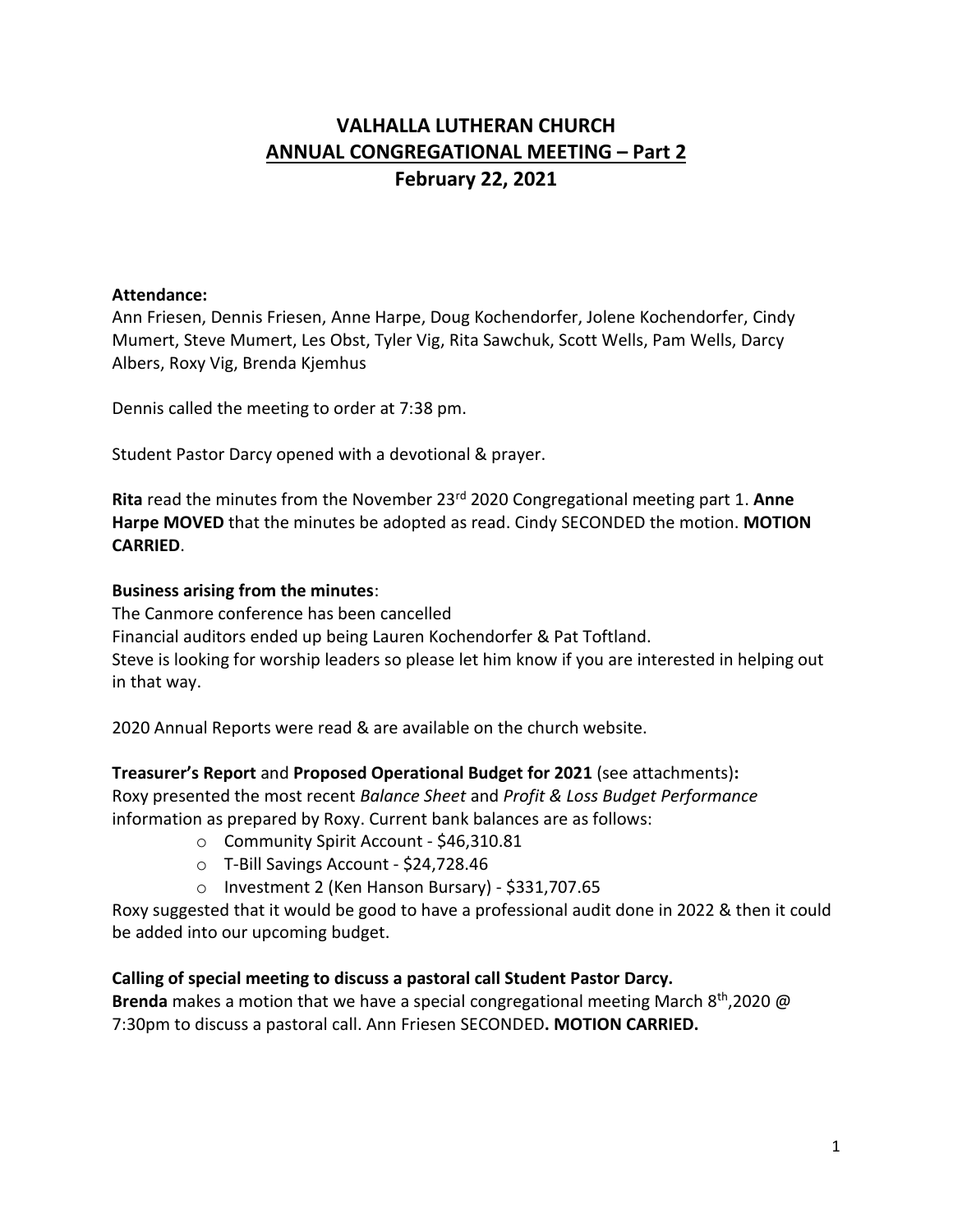# VALHALLA LUTHERAN CHURCH

## ANNUAL CONGREGATIONAL MEETING – Part 2

## February 22, 2021

**Attendance:**
Ann Friesen, Dennis Friesen, Anne Harpe, Doug Kochendorfer, Jolene Kochendorfer, Cindy Mumert, Steve Mumert, Les Obst, Tyler Vig, Rita Sawchuk, Scott Wells, Pam Wells, Darcy Albers, Roxy Vig, Brenda Kjemhus

Dennis called the meeting to order at 7:38 pm.

Student Pastor Darcy opened with a devotional & prayer.

**Rita** read the minutes from the November 23rd 2020 Congregational meeting part 1. **Anne Harpe MOVED** that the minutes be adopted as read. Cindy SECONDED the motion. **MOTION CARRIED**.

**Business arising from the minutes**:
The Canmore conference has been cancelled
Financial auditors ended up being Lauren Kochendorfer & Pat Toftland.
Steve is looking for worship leaders so please let him know if you are interested in helping out in that way.

2020 Annual Reports were read & are available on the church website.

**Treasurer's Report** and **Proposed Operational Budget for 2021** (see attachments)**:**
Roxy presented the most recent *Balance Sheet* and *Profit & Loss Budget Performance* information as prepared by Roxy. Current bank balances are as follows:

- Community Spirit Account - $46,310.81
- T-Bill Savings Account - $24,728.46
- Investment 2 (Ken Hanson Bursary) - $331,707.65

Roxy suggested that it would be good to have a professional audit done in 2022 & then it could be added into our upcoming budget.

**Calling of special meeting to discuss a pastoral call Student Pastor Darcy.**
**Brenda** makes a motion that we have a special congregational meeting March 8th,2020 @ 7:30pm to discuss a pastoral call. Ann Friesen SECONDED**. MOTION CARRIED.**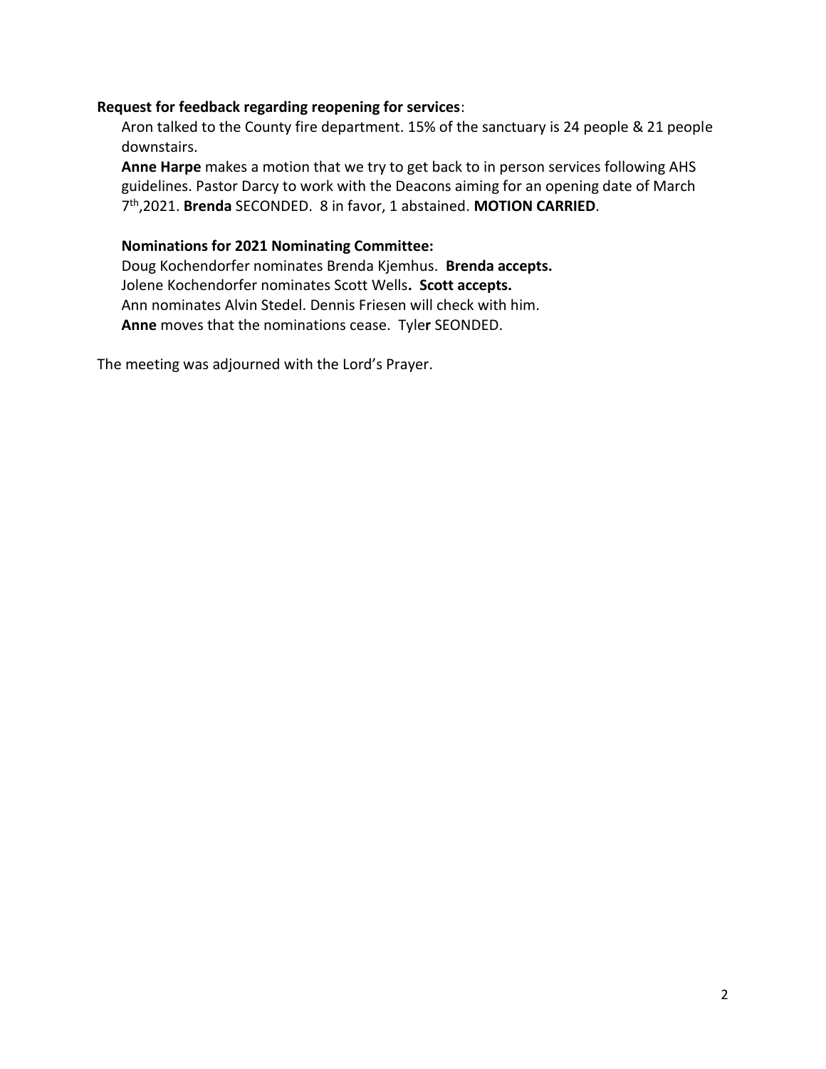**Request for feedback regarding reopening for services**:

Aron talked to the County fire department. 15% of the sanctuary is 24 people & 21 people downstairs.

**Anne Harpe** makes a motion that we try to get back to in person services following AHS guidelines. Pastor Darcy to work with the Deacons aiming for an opening date of March 7th,2021. **Brenda** SECONDED. 8 in favor, 1 abstained. **MOTION CARRIED**.

**Nominations for 2021 Nominating Committee:**

Doug Kochendorfer nominates Brenda Kjemhus. **Brenda accepts.**
Jolene Kochendorfer nominates Scott Wells**. Scott accepts.**
Ann nominates Alvin Stedel. Dennis Friesen will check with him.
**Anne** moves that the nominations cease. Tyle**r** SEONDED.

The meeting was adjourned with the Lord's Prayer.